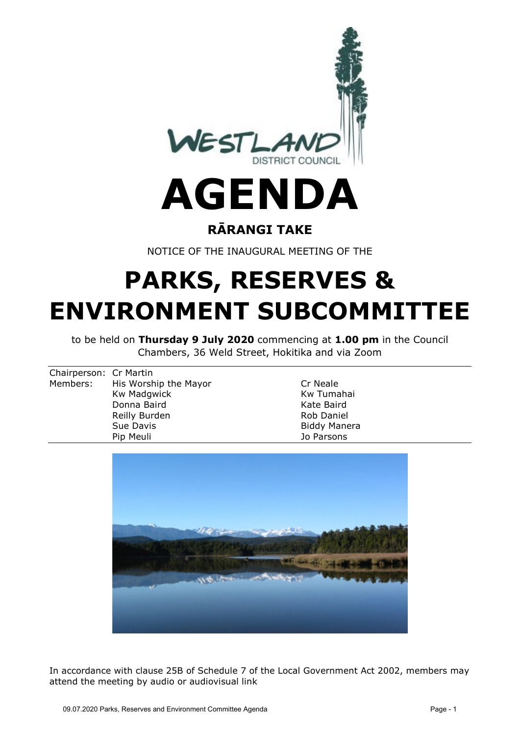# AGENDA

## RĀRANGI TAKE

NOTICE OF THE INAUGURAL MEETING OF THE

# PARKS, RESERVES & ENVIRONMENT SUBCOMMITTEE

to be held on **Thursday 9 July 2020** commencing at **1.00 pm** in the Council Chambers, 36 Weld Street, Hokitika and via Zoom

| | | |
|---|---|---|
| Chairperson: | Cr Martin | |
| Members: | His Worship the Mayor | Cr Neale |
| | Kw Madgwick | Kw Tumahai |
| | Donna Baird | Kate Baird |
| | Reilly Burden | Rob Daniel |
| | Sue Davis | Biddy Manera |
| | Pip Meuli | Jo Parsons |

In accordance with clause 25B of Schedule 7 of the Local Government Act 2002, members may attend the meeting by audio or audiovisual link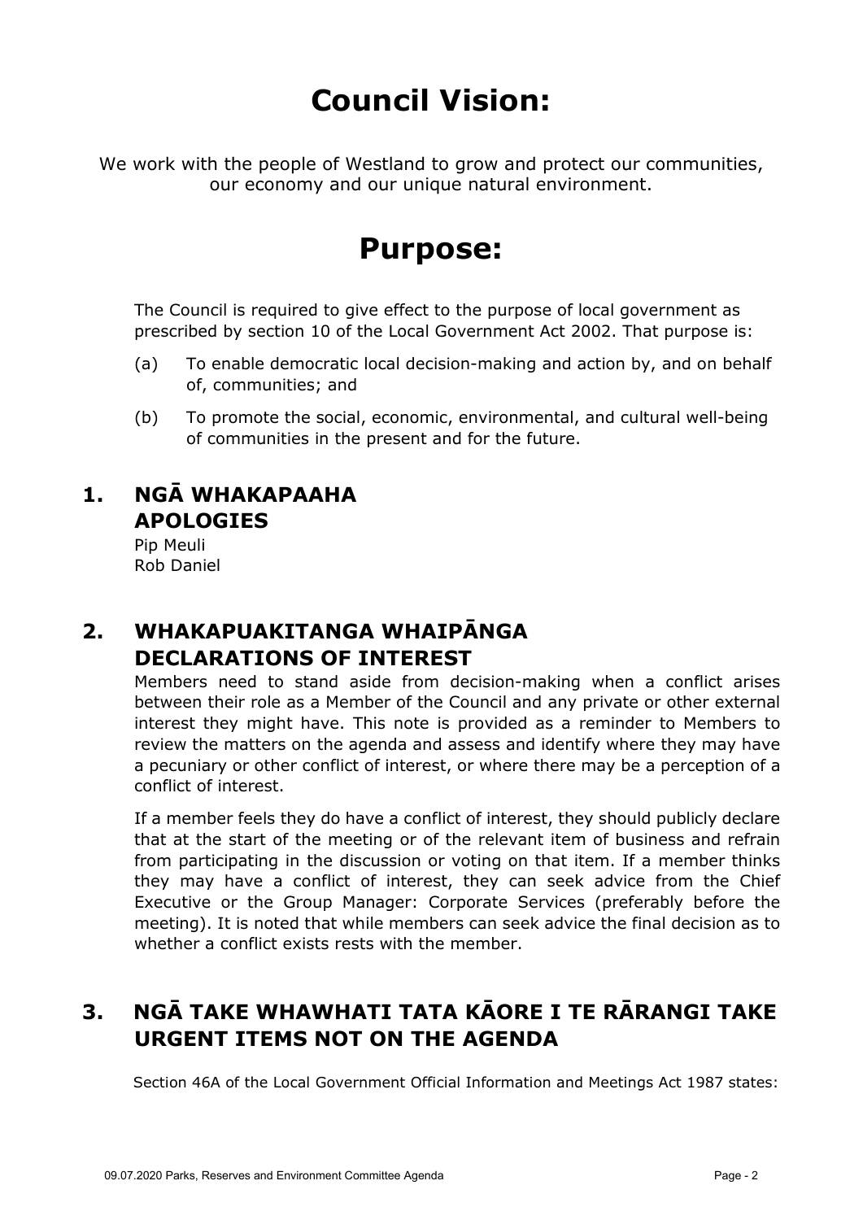# Council Vision:

We work with the people of Westland to grow and protect our communities, our economy and our unique natural environment.

# Purpose:

The Council is required to give effect to the purpose of local government as prescribed by section 10 of the Local Government Act 2002. That purpose is:

(a) To enable democratic local decision-making and action by, and on behalf of, communities; and

(b) To promote the social, economic, environmental, and cultural well-being of communities in the present and for the future.

## 1. NGĀ WHAKAPAAHA APOLOGIES

Pip Meuli
Rob Daniel

## 2. WHAKAPUAKITANGA WHAIPĀNGA DECLARATIONS OF INTEREST

Members need to stand aside from decision-making when a conflict arises between their role as a Member of the Council and any private or other external interest they might have. This note is provided as a reminder to Members to review the matters on the agenda and assess and identify where they may have a pecuniary or other conflict of interest, or where there may be a perception of a conflict of interest.

If a member feels they do have a conflict of interest, they should publicly declare that at the start of the meeting or of the relevant item of business and refrain from participating in the discussion or voting on that item. If a member thinks they may have a conflict of interest, they can seek advice from the Chief Executive or the Group Manager: Corporate Services (preferably before the meeting). It is noted that while members can seek advice the final decision as to whether a conflict exists rests with the member.

## 3. NGĀ TAKE WHAWHATI TATA KĀORE I TE RĀRANGI TAKE URGENT ITEMS NOT ON THE AGENDA

Section 46A of the Local Government Official Information and Meetings Act 1987 states: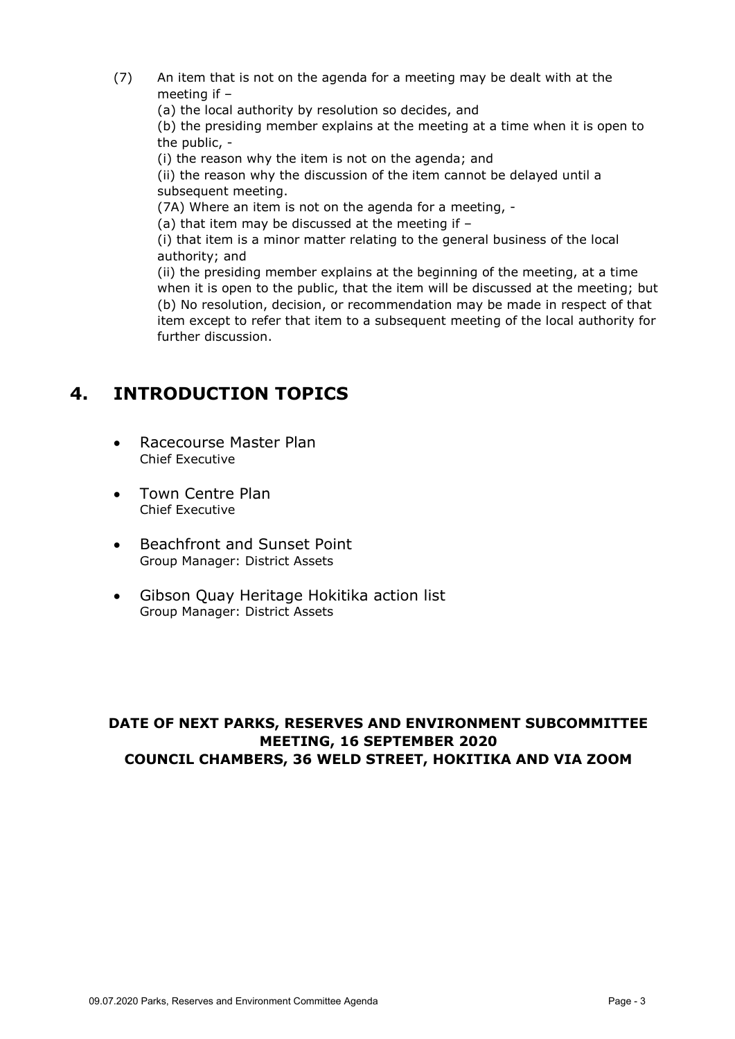(7) An item that is not on the agenda for a meeting may be dealt with at the meeting if –

(a) the local authority by resolution so decides, and

(b) the presiding member explains at the meeting at a time when it is open to the public, -

(i) the reason why the item is not on the agenda; and

(ii) the reason why the discussion of the item cannot be delayed until a subsequent meeting.

(7A) Where an item is not on the agenda for a meeting, -

(a) that item may be discussed at the meeting if –

(i) that item is a minor matter relating to the general business of the local authority; and

(ii) the presiding member explains at the beginning of the meeting, at a time when it is open to the public, that the item will be discussed at the meeting; but

(b) No resolution, decision, or recommendation may be made in respect of that item except to refer that item to a subsequent meeting of the local authority for further discussion.

# 4. INTRODUCTION TOPICS

- Racecourse Master Plan
  Chief Executive
- Town Centre Plan
  Chief Executive
- Beachfront and Sunset Point
  Group Manager: District Assets
- Gibson Quay Heritage Hokitika action list
  Group Manager: District Assets

**DATE OF NEXT PARKS, RESERVES AND ENVIRONMENT SUBCOMMITTEE MEETING, 16 SEPTEMBER 2020**
**COUNCIL CHAMBERS, 36 WELD STREET, HOKITIKA AND VIA ZOOM**